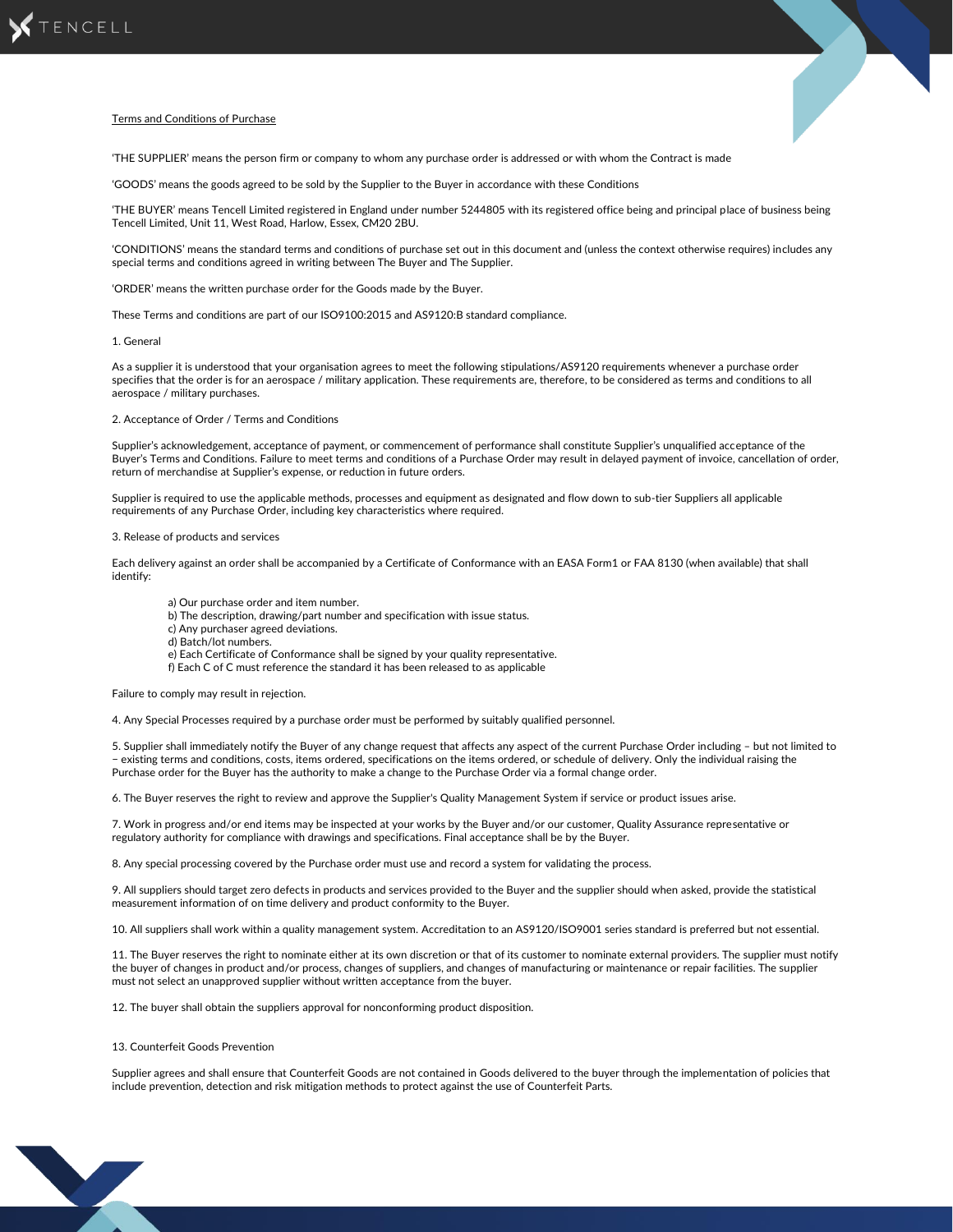# Terms and Conditions of Purchase

'THE SUPPLIER' means the person firm or company to whom any purchase order is addressed or with whom the Contract is made

'GOODS' means the goods agreed to be sold by the Supplier to the Buyer in accordance with these Conditions

'THE BUYER' means Tencell Limited registered in England under number 5244805 with its registered office being and principal place of business being Tencell Limited, Unit 11, West Road, Harlow, Essex, CM20 2BU.

'CONDITIONS' means the standard terms and conditions of purchase set out in this document and (unless the context otherwise requires) includes any special terms and conditions agreed in writing between The Buyer and The Supplier.

'ORDER' means the written purchase order for the Goods made by the Buyer.

These Terms and conditions are part of our ISO9100:2015 and AS9120:B standard compliance.

## 1. General

As a supplier it is understood that your organisation agrees to meet the following stipulations/AS9120 requirements whenever a purchase order specifies that the order is for an aerospace / military application. These requirements are, therefore, to be considered as terms and conditions to all aerospace / military purchases.

## 2. Acceptance of Order / Terms and Conditions

Supplier's acknowledgement, acceptance of payment, or commencement of performance shall constitute Supplier's unqualified acceptance of the Buyer's Terms and Conditions. Failure to meet terms and conditions of a Purchase Order may result in delayed payment of invoice, cancellation of order, return of merchandise at Supplier's expense, or reduction in future orders.

Supplier is required to use the applicable methods, processes and equipment as designated and flow down to sub-tier Suppliers all applicable requirements of any Purchase Order, including key characteristics where required.

## 3. Release of products and services

Each delivery against an order shall be accompanied by a Certificate of Conformance with an EASA Form1 or FAA 8130 (when available) that shall identify:

a) Our purchase order and item number.
b) The description, drawing/part number and specification with issue status.
c) Any purchaser agreed deviations.
d) Batch/lot numbers.
e) Each Certificate of Conformance shall be signed by your quality representative.
f) Each C of C must reference the standard it has been released to as applicable

Failure to comply may result in rejection.

4. Any Special Processes required by a purchase order must be performed by suitably qualified personnel.

5. Supplier shall immediately notify the Buyer of any change request that affects any aspect of the current Purchase Order including – but not limited to – existing terms and conditions, costs, items ordered, specifications on the items ordered, or schedule of delivery. Only the individual raising the Purchase order for the Buyer has the authority to make a change to the Purchase Order via a formal change order.

6. The Buyer reserves the right to review and approve the Supplier's Quality Management System if service or product issues arise.

7. Work in progress and/or end items may be inspected at your works by the Buyer and/or our customer, Quality Assurance representative or regulatory authority for compliance with drawings and specifications. Final acceptance shall be by the Buyer.

8. Any special processing covered by the Purchase order must use and record a system for validating the process.

9. All suppliers should target zero defects in products and services provided to the Buyer and the supplier should when asked, provide the statistical measurement information of on time delivery and product conformity to the Buyer.

10. All suppliers shall work within a quality management system. Accreditation to an AS9120/ISO9001 series standard is preferred but not essential.

11. The Buyer reserves the right to nominate either at its own discretion or that of its customer to nominate external providers. The supplier must notify the buyer of changes in product and/or process, changes of suppliers, and changes of manufacturing or maintenance or repair facilities. The supplier must not select an unapproved supplier without written acceptance from the buyer.

12. The buyer shall obtain the suppliers approval for nonconforming product disposition.

## 13. Counterfeit Goods Prevention

Supplier agrees and shall ensure that Counterfeit Goods are not contained in Goods delivered to the buyer through the implementation of policies that include prevention, detection and risk mitigation methods to protect against the use of Counterfeit Parts.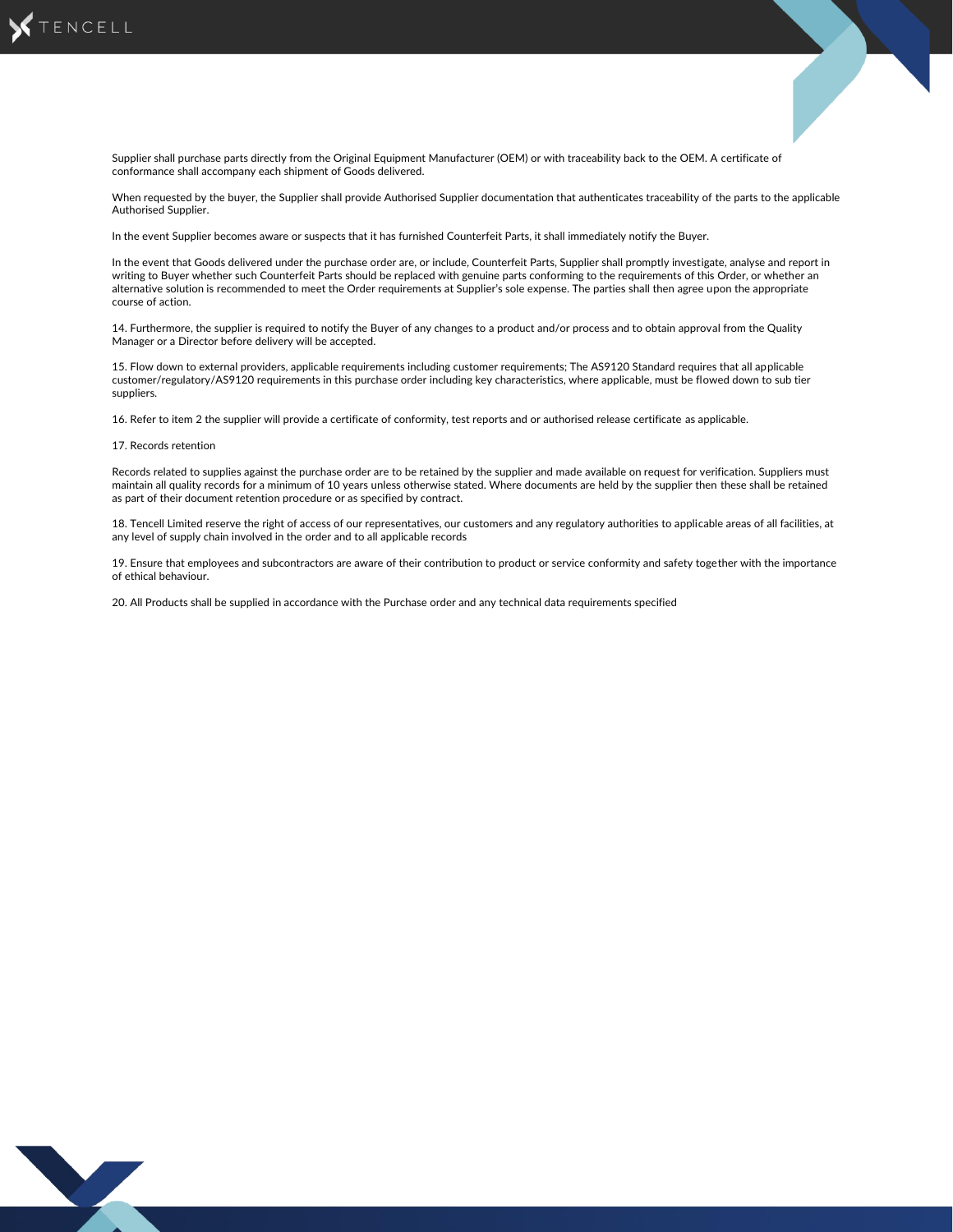Supplier shall purchase parts directly from the Original Equipment Manufacturer (OEM) or with traceability back to the OEM. A certificate of conformance shall accompany each shipment of Goods delivered.

When requested by the buyer, the Supplier shall provide Authorised Supplier documentation that authenticates traceability of the parts to the applicable Authorised Supplier.

In the event Supplier becomes aware or suspects that it has furnished Counterfeit Parts, it shall immediately notify the Buyer.

In the event that Goods delivered under the purchase order are, or include, Counterfeit Parts, Supplier shall promptly investigate, analyse and report in writing to Buyer whether such Counterfeit Parts should be replaced with genuine parts conforming to the requirements of this Order, or whether an alternative solution is recommended to meet the Order requirements at Supplier's sole expense. The parties shall then agree upon the appropriate course of action.

14. Furthermore, the supplier is required to notify the Buyer of any changes to a product and/or process and to obtain approval from the Quality Manager or a Director before delivery will be accepted.

15. Flow down to external providers, applicable requirements including customer requirements; The AS9120 Standard requires that all applicable customer/regulatory/AS9120 requirements in this purchase order including key characteristics, where applicable, must be flowed down to sub tier suppliers.

16. Refer to item 2 the supplier will provide a certificate of conformity, test reports and or authorised release certificate as applicable.

17. Records retention

Records related to supplies against the purchase order are to be retained by the supplier and made available on request for verification. Suppliers must maintain all quality records for a minimum of 10 years unless otherwise stated. Where documents are held by the supplier then these shall be retained as part of their document retention procedure or as specified by contract.

18. Tencell Limited reserve the right of access of our representatives, our customers and any regulatory authorities to applicable areas of all facilities, at any level of supply chain involved in the order and to all applicable records

19. Ensure that employees and subcontractors are aware of their contribution to product or service conformity and safety together with the importance of ethical behaviour.

20. All Products shall be supplied in accordance with the Purchase order and any technical data requirements specified